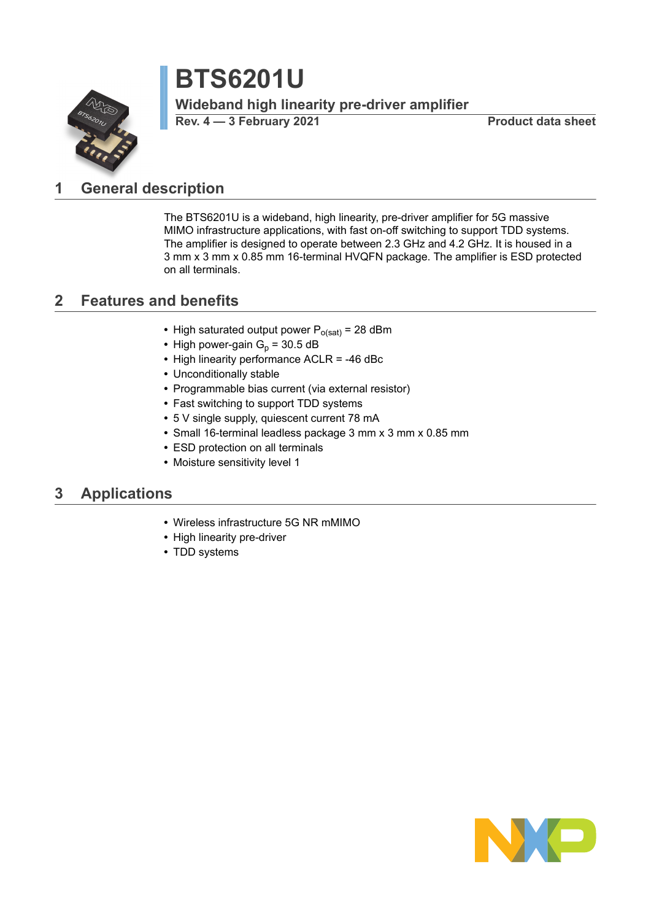# BTS6201U

## Wideband high linearity pre-driver amplifier

**Rev. 4 — 3 February 2021** **Product data sheet**

## 1 General description

The BTS6201U is a wideband, high linearity, pre-driver amplifier for 5G massive MIMO infrastructure applications, with fast on-off switching to support TDD systems. The amplifier is designed to operate between 2.3 GHz and 4.2 GHz. It is housed in a 3 mm x 3 mm x 0.85 mm 16-terminal HVQFN package. The amplifier is ESD protected on all terminals.

## 2 Features and benefits

- High saturated output power $P_{o(sat)}$ = 28 dBm
- High power-gain $G_p$ = 30.5 dB
- High linearity performance ACLR = -46 dBc
- Unconditionally stable
- Programmable bias current (via external resistor)
- Fast switching to support TDD systems
- 5 V single supply, quiescent current 78 mA
- Small 16-terminal leadless package 3 mm x 3 mm x 0.85 mm
- ESD protection on all terminals
- Moisture sensitivity level 1

## 3 Applications

- Wireless infrastructure 5G NR mMIMO
- High linearity pre-driver
- TDD systems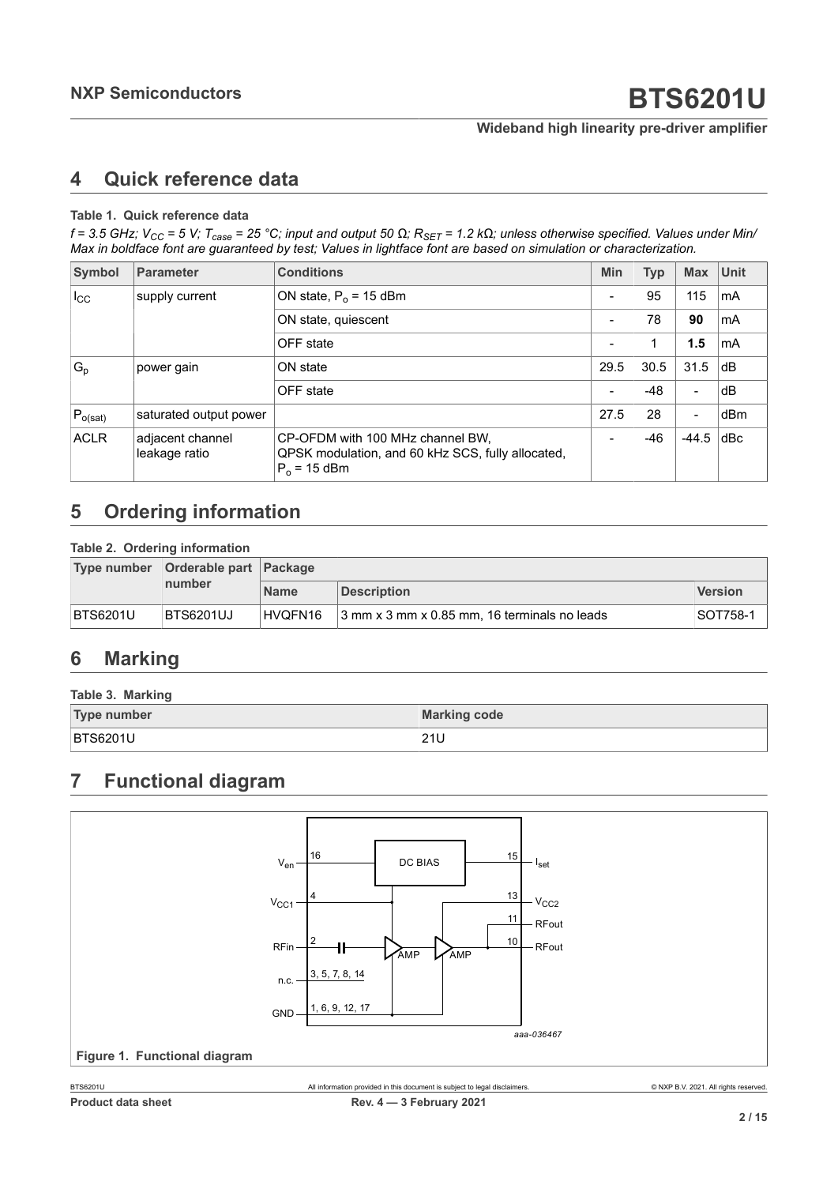## 4 Quick reference data

**Table 1. Quick reference data**

*f = 3.5 GHz; $V_{CC}$ = 5 V; $T_{case}$ = 25 °C; input and output 50 Ω; $R_{SET}$ = 1.2 kΩ; unless otherwise specified. Values under Min/ Max in boldface font are guaranteed by test; Values in lightface font are based on simulation or characterization.*

| Symbol | Parameter | Conditions | Min | Typ | Max | Unit |
|---|---|---|---|---|---|---|
| $I_{CC}$ | supply current | ON state, $P_o$ = 15 dBm | - | 95 | 115 | mA |
| | | ON state, quiescent | - | 78 | **90** | mA |
| | | OFF state | - | 1 | **1.5** | mA |
| $G_p$ | power gain | ON state | 29.5 | 30.5 | 31.5 | dB |
| | | OFF state | - | -48 | - | dB |
| $P_{o(sat)}$ | saturated output power | | 27.5 | 28 | - | dBm |
| ACLR | adjacent channel leakage ratio | CP-OFDM with 100 MHz channel BW, QPSK modulation, and 60 kHz SCS, fully allocated, $P_o$ = 15 dBm | - | -46 | -44.5 | dBc |

## 5 Ordering information

**Table 2. Ordering information**

| Type number | Orderable part number | Package | | |
|---|---|---|---|---|
| | | Name | Description | Version |
| BTS6201U | BTS6201UJ | HVQFN16 | 3 mm x 3 mm x 0.85 mm, 16 terminals no leads | SOT758-1 |

## 6 Marking

**Table 3. Marking**

| Type number | Marking code |
|---|---|
| BTS6201U | 21U |

## 7 Functional diagram

**Figure 1. Functional diagram**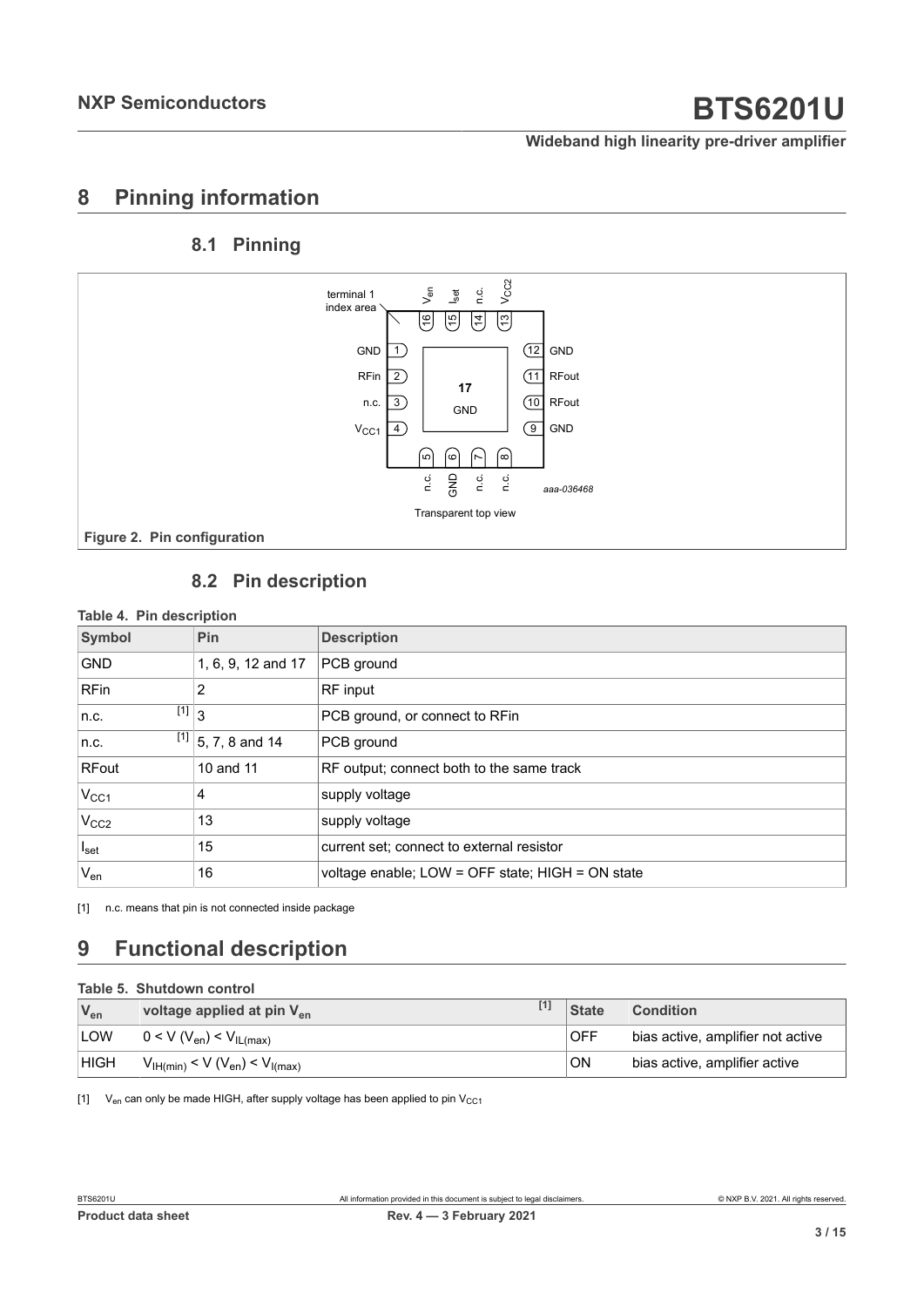# 8 Pinning information

## 8.1 Pinning

Figure 2. Pin configuration

## 8.2 Pin description

**Table 4. Pin description**

| Symbol | Pin | Description |
|---|---|---|
| GND | 1, 6, 9, 12 and 17 | PCB ground |
| RFin | 2 | RF input |
| n.c. [1] | 3 | PCB ground, or connect to RFin |
| n.c. [1] | 5, 7, 8 and 14 | PCB ground |
| RFout | 10 and 11 | RF output; connect both to the same track |
| $V_{CC1}$ | 4 | supply voltage |
| $V_{CC2}$ | 13 | supply voltage |
| $I_{set}$ | 15 | current set; connect to external resistor |
| $V_{en}$ | 16 | voltage enable; LOW = OFF state; HIGH = ON state |

[1] n.c. means that pin is not connected inside package

# 9 Functional description

**Table 5. Shutdown control**

| $V_{en}$ | voltage applied at pin $V_{en}$ [1] | State | Condition |
|---|---|---|---|
| LOW | $0 < V(V_{en}) < V_{IL(max)}$ | OFF | bias active, amplifier not active |
| HIGH | $V_{IH(min)} < V(V_{en}) < V_{I(max)}$ | ON | bias active, amplifier active |

[1] $V_{en}$ can only be made HIGH, after supply voltage has been applied to pin $V_{CC1}$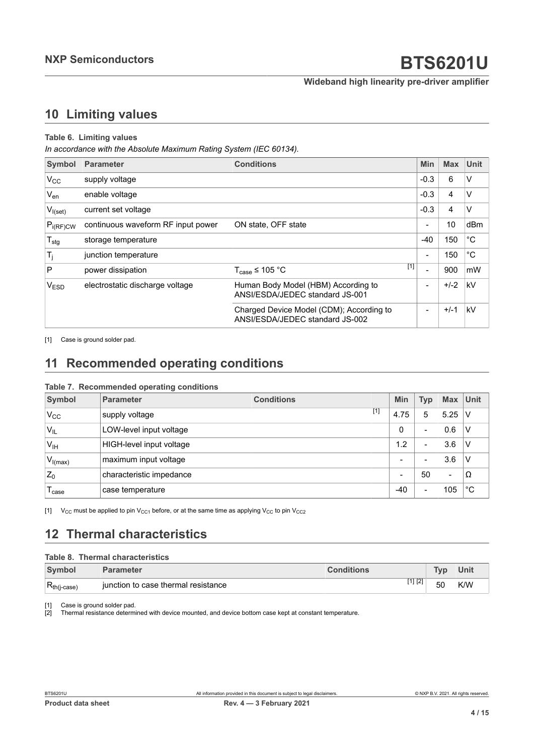## 10 Limiting values

**Table 6. Limiting values**

*In accordance with the Absolute Maximum Rating System (IEC 60134).*

| Symbol | Parameter | Conditions | Min | Max | Unit |
|---|---|---|---|---|---|
| $V_{CC}$ | supply voltage | | -0.3 | 6 | V |
| $V_{en}$ | enable voltage | | -0.3 | 4 | V |
| $V_{I(set)}$ | current set voltage | | -0.3 | 4 | V |
| $P_{i(RF)CW}$ | continuous waveform RF input power | ON state, OFF state | - | 10 | dBm |
| $T_{stg}$ | storage temperature | | -40 | 150 | °C |
| $T_j$ | junction temperature | | - | 150 | °C |
| P | power dissipation | $T_{case} \leq 105$ °C [1] | - | 900 | mW |
| $V_{ESD}$ | electrostatic discharge voltage | Human Body Model (HBM) According to ANSI/ESDA/JEDEC standard JS-001 | - | +/-2 | kV |
| | | Charged Device Model (CDM); According to ANSI/ESDA/JEDEC standard JS-002 | - | +/-1 | kV |

[1] Case is ground solder pad.

## 11 Recommended operating conditions

**Table 7. Recommended operating conditions**

| Symbol | Parameter | Conditions | Min | Typ | Max | Unit |
|---|---|---|---|---|---|---|
| $V_{CC}$ | supply voltage | [1] | 4.75 | 5 | 5.25 | V |
| $V_{IL}$ | LOW-level input voltage | | 0 | - | 0.6 | V |
| $V_{IH}$ | HIGH-level input voltage | | 1.2 | - | 3.6 | V |
| $V_{I(max)}$ | maximum input voltage | | - | - | 3.6 | V |
| $Z_0$ | characteristic impedance | | - | 50 | - | Ω |
| $T_{case}$ | case temperature | | -40 | - | 105 | °C |

[1] $V_{CC}$ must be applied to pin $V_{CC1}$ before, or at the same time as applying $V_{CC}$ to pin $V_{CC2}$

## 12 Thermal characteristics

**Table 8. Thermal characteristics**

| Symbol | Parameter | Conditions | Typ | Unit |
|---|---|---|---|---|
| $R_{th(j\text{-}case)}$ | junction to case thermal resistance | [1] [2] | 50 | K/W |

[1] Case is ground solder pad.

[2] Thermal resistance determined with device mounted, and device bottom case kept at constant temperature.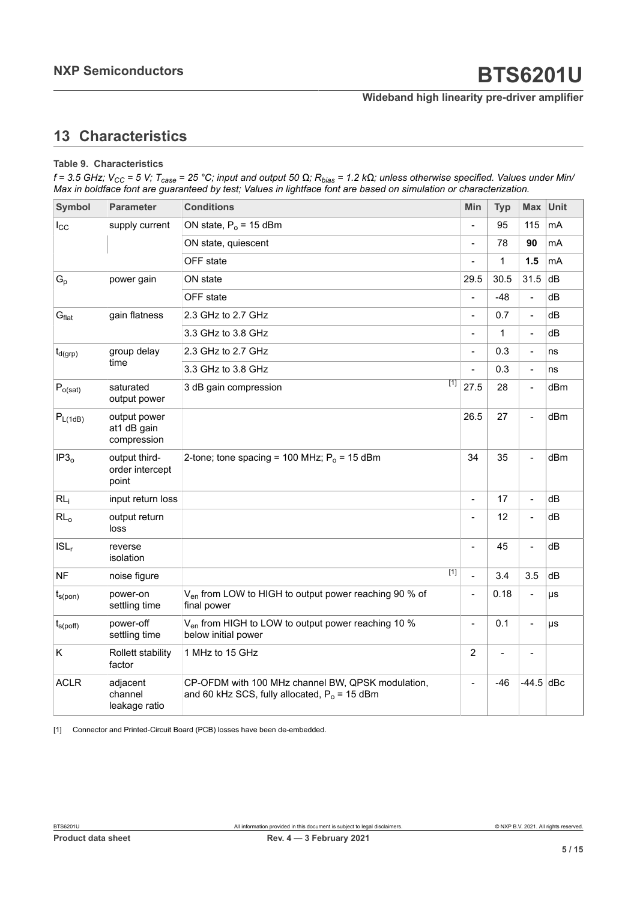## 13 Characteristics

**Table 9. Characteristics**

*$f$ = 3.5 GHz; $V_{CC}$ = 5 V; $T_{case}$ = 25 °C; input and output 50 Ω; $R_{bias}$ = 1.2 kΩ; unless otherwise specified. Values under Min/Max in boldface font are guaranteed by test; Values in lightface font are based on simulation or characterization.*

| Symbol | Parameter | Conditions | Min | Typ | Max | Unit |
|---|---|---|---|---|---|---|
| $I_{CC}$ | supply current | ON state, $P_o$ = 15 dBm | - | 95 | 115 | mA |
| | | ON state, quiescent | - | 78 | **90** | mA |
| | | OFF state | - | 1 | **1.5** | mA |
| $G_p$ | power gain | ON state | 29.5 | 30.5 | 31.5 | dB |
| | | OFF state | - | -48 | - | dB |
| $G_{flat}$ | gain flatness | 2.3 GHz to 2.7 GHz | - | 0.7 | - | dB |
| | | 3.3 GHz to 3.8 GHz | - | 1 | - | dB |
| $t_{d(grp)}$ | group delay time | 2.3 GHz to 2.7 GHz | - | 0.3 | - | ns |
| | | 3.3 GHz to 3.8 GHz | - | 0.3 | - | ns |
| $P_{o(sat)}$ | saturated output power | 3 dB gain compression [1] | 27.5 | 28 | - | dBm |
| $P_{L(1dB)}$ | output power at1 dB gain compression | | 26.5 | 27 | - | dBm |
| $IP3_o$ | output third-order intercept point | 2-tone; tone spacing = 100 MHz; $P_o$ = 15 dBm | 34 | 35 | - | dBm |
| $RL_i$ | input return loss | | - | 17 | - | dB |
| $RL_o$ | output return loss | | - | 12 | - | dB |
| $ISL_r$ | reverse isolation | | - | 45 | - | dB |
| NF | noise figure | [1] | - | 3.4 | 3.5 | dB |
| $t_{s(pon)}$ | power-on settling time | $V_{en}$ from LOW to HIGH to output power reaching 90 % of final power | - | 0.18 | - | μs |
| $t_{s(poff)}$ | power-off settling time | $V_{en}$ from HIGH to LOW to output power reaching 10 % below initial power | - | 0.1 | - | μs |
| K | Rollett stability factor | 1 MHz to 15 GHz | 2 | - | - | |
| ACLR | adjacent channel leakage ratio | CP-OFDM with 100 MHz channel BW, QPSK modulation, and 60 kHz SCS, fully allocated, $P_o$ = 15 dBm | - | -46 | -44.5 | dBc |

[1] Connector and Printed-Circuit Board (PCB) losses have been de-embedded.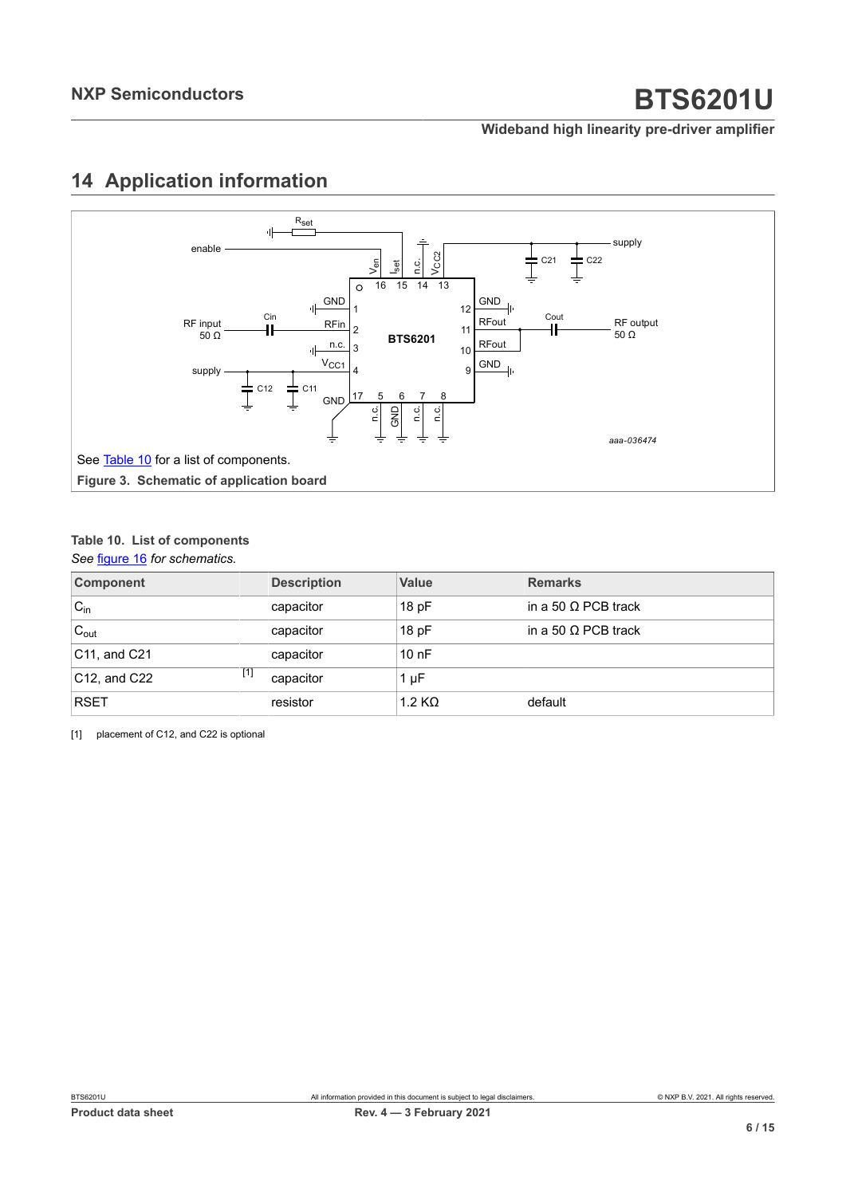## 14 Application information

See Table 10 for a list of components.

**Figure 3. Schematic of application board**

**Table 10. List of components**

*See figure 16 for schematics.*

| Component | Description | Value | Remarks |
|---|---|---|---|
| $C_{in}$ | capacitor | 18 pF | in a 50 Ω PCB track |
| $C_{out}$ | capacitor | 18 pF | in a 50 Ω PCB track |
| C11, and C21 | capacitor | 10 nF | |
| C12, and C22 [1] | capacitor | 1 μF | |
| RSET | resistor | 1.2 KΩ | default |

[1] placement of C12, and C22 is optional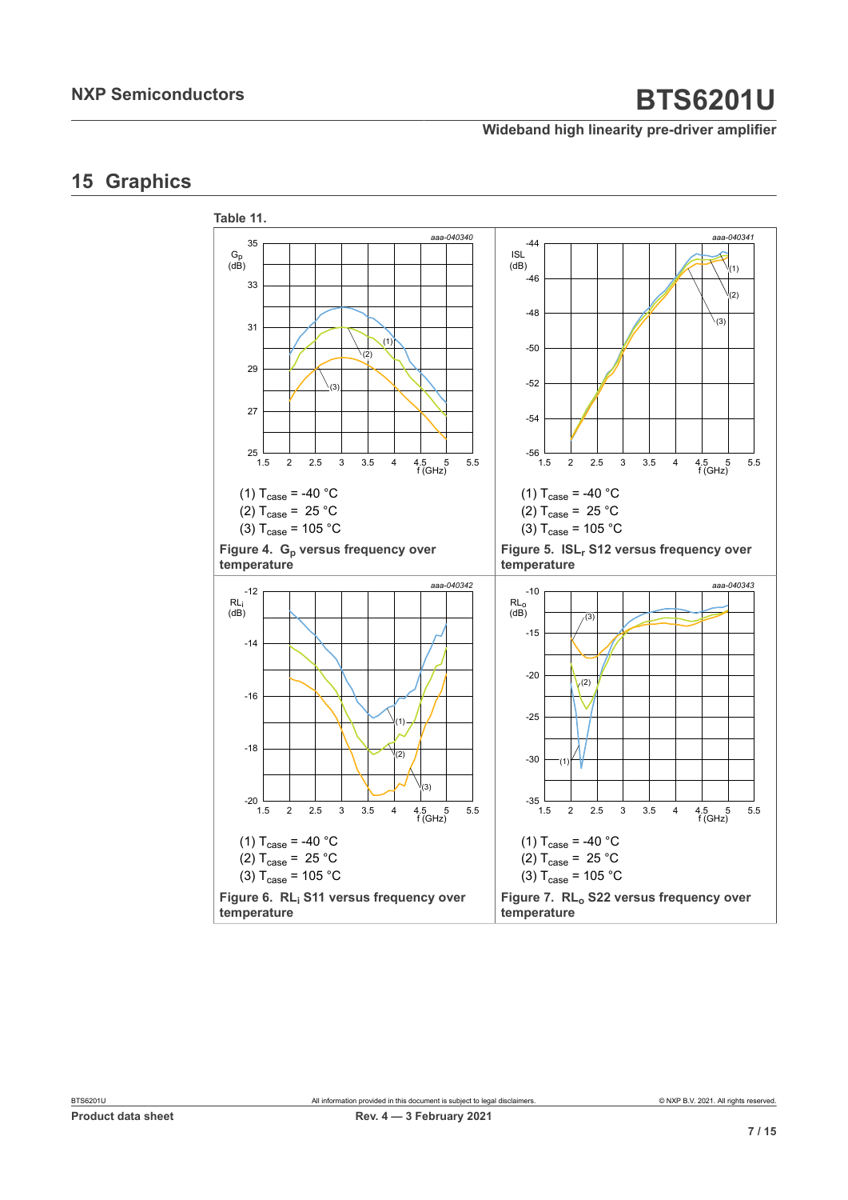## 15 Graphics

**Table 11.**

| | |
|---|---|
| (1) $T_{case}$ = -40 °C<br>(2) $T_{case}$ = 25 °C<br>(3) $T_{case}$ = 105 °C<br><br>**Figure 4. $G_p$ versus frequency over temperature** | (1) $T_{case}$ = -40 °C<br>(2) $T_{case}$ = 25 °C<br>(3) $T_{case}$ = 105 °C<br><br>**Figure 5. $ISL_r$ S12 versus frequency over temperature** |
| (1) $T_{case}$ = -40 °C<br>(2) $T_{case}$ = 25 °C<br>(3) $T_{case}$ = 105 °C<br><br>**Figure 6. $RL_i$ S11 versus frequency over temperature** | (1) $T_{case}$ = -40 °C<br>(2) $T_{case}$ = 25 °C<br>(3) $T_{case}$ = 105 °C<br><br>**Figure 7. $RL_o$ S22 versus frequency over temperature** |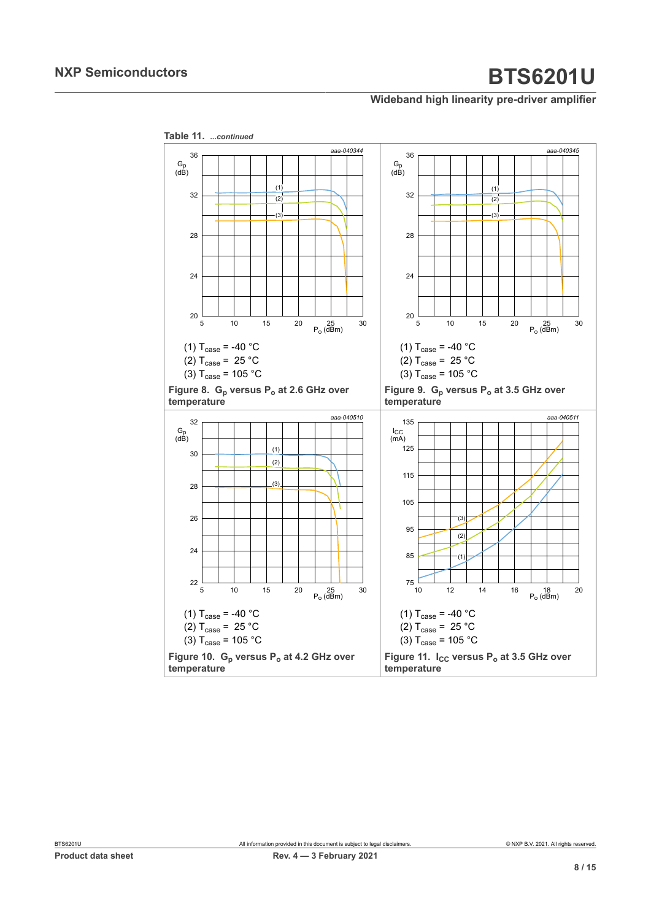**Table 11.** *...continued*

(1) $T_{case}$ = -40 °C
(2) $T_{case}$ = 25 °C
(3) $T_{case}$ = 105 °C

**Figure 8. $G_p$ versus $P_o$ at 2.6 GHz over temperature**

(1) $T_{case}$ = -40 °C
(2) $T_{case}$ = 25 °C
(3) $T_{case}$ = 105 °C

**Figure 9. $G_p$ versus $P_o$ at 3.5 GHz over temperature**

(1) $T_{case}$ = -40 °C
(2) $T_{case}$ = 25 °C
(3) $T_{case}$ = 105 °C

**Figure 10. $G_p$ versus $P_o$ at 4.2 GHz over temperature**

(1) $T_{case}$ = -40 °C
(2) $T_{case}$ = 25 °C
(3) $T_{case}$ = 105 °C

**Figure 11. $I_{CC}$ versus $P_o$ at 3.5 GHz over temperature**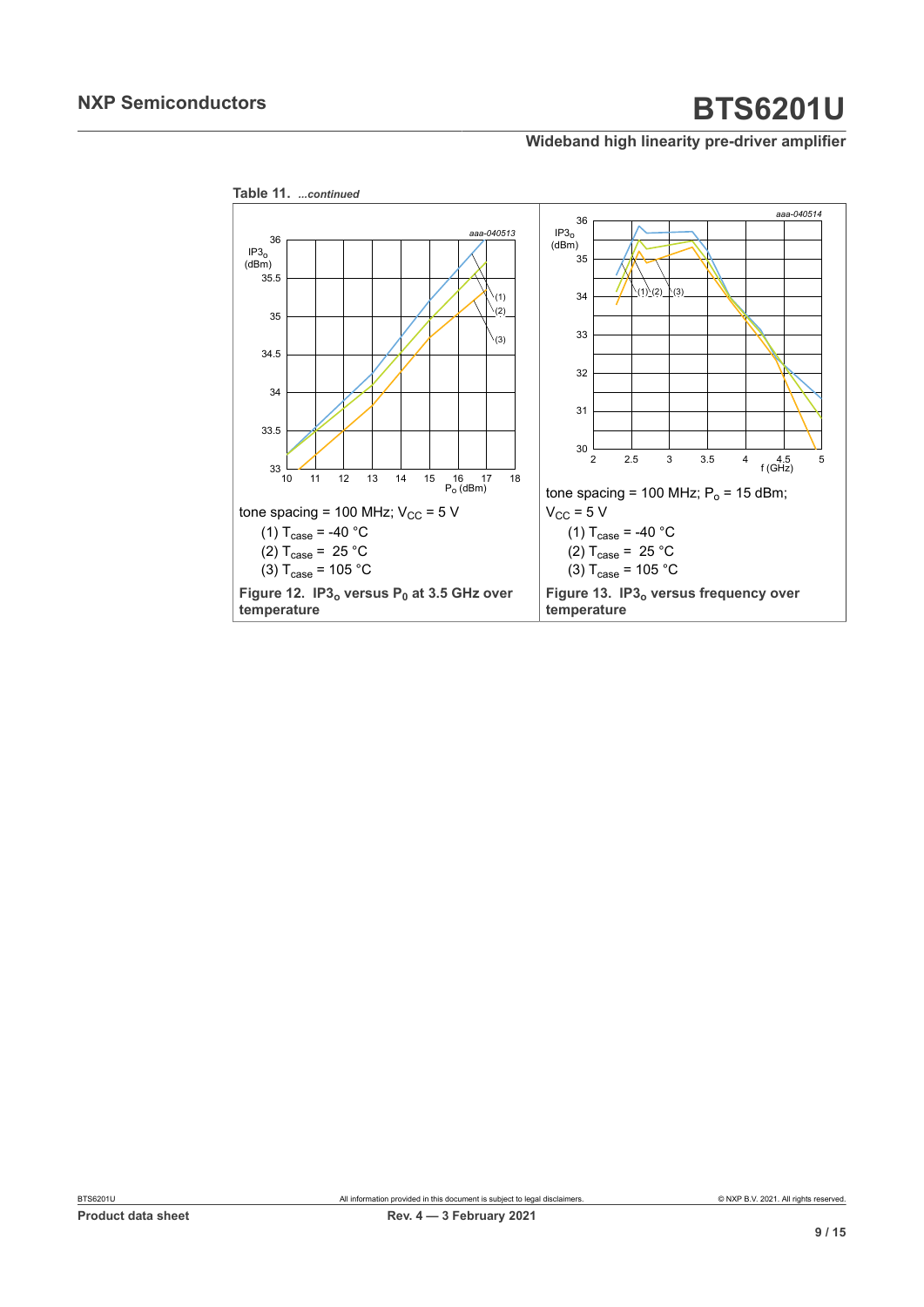**Table 11.** *...continued*

| | |
|---|---|
| tone spacing = 100 MHz; $V_{CC}$ = 5 V<br>(1) $T_{case}$ = -40 °C<br>(2) $T_{case}$ = 25 °C<br>(3) $T_{case}$ = 105 °C | tone spacing = 100 MHz; $P_o$ = 15 dBm; $V_{CC}$ = 5 V<br>(1) $T_{case}$ = -40 °C<br>(2) $T_{case}$ = 25 °C<br>(3) $T_{case}$ = 105 °C |
| **Figure 12. $IP3_o$ versus $P_0$ at 3.5 GHz over temperature** | **Figure 13. $IP3_o$ versus frequency over temperature** |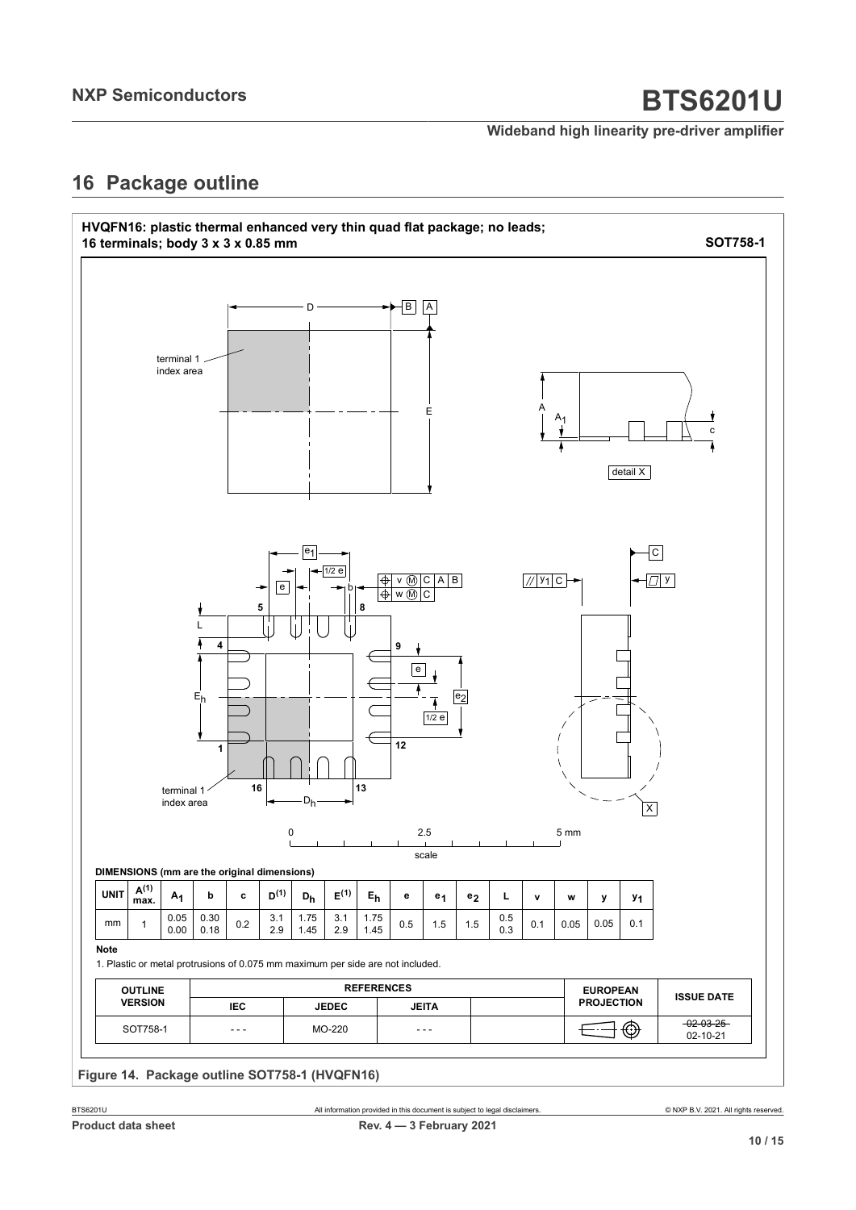## 16 Package outline

**HVQFN16: plastic thermal enhanced very thin quad flat package; no leads; 16 terminals; body 3 x 3 x 0.85 mm** **SOT758-1**

**DIMENSIONS (mm are the original dimensions)**

| UNIT | A(1) max. | $A_1$ | b | c | D(1) | $D_h$ | E(1) | $E_h$ | e | $e_1$ | $e_2$ | L | v | w | y | $y_1$ |
|---|---|---|---|---|---|---|---|---|---|---|---|---|---|---|---|---|
| mm | 1 | 0.05<br>0.00 | 0.30<br>0.18 | 0.2 | 3.1<br>2.9 | 1.75<br>1.45 | 3.1<br>2.9 | 1.75<br>1.45 | 0.5 | 1.5 | 1.5 | 0.5<br>0.3 | 0.1 | 0.05 | 0.05 | 0.1 |

**Note**

1. Plastic or metal protrusions of 0.075 mm maximum per side are not included.

| OUTLINE VERSION | REFERENCES | | | | EUROPEAN PROJECTION | ISSUE DATE |
|---|---|---|---|---|---|---|
| | IEC | JEDEC | JEITA | | | |
| SOT758-1 | - - - | MO-220 | - - - | | | ~~02-03-25~~<br>02-10-21 |

**Figure 14. Package outline SOT758-1 (HVQFN16)**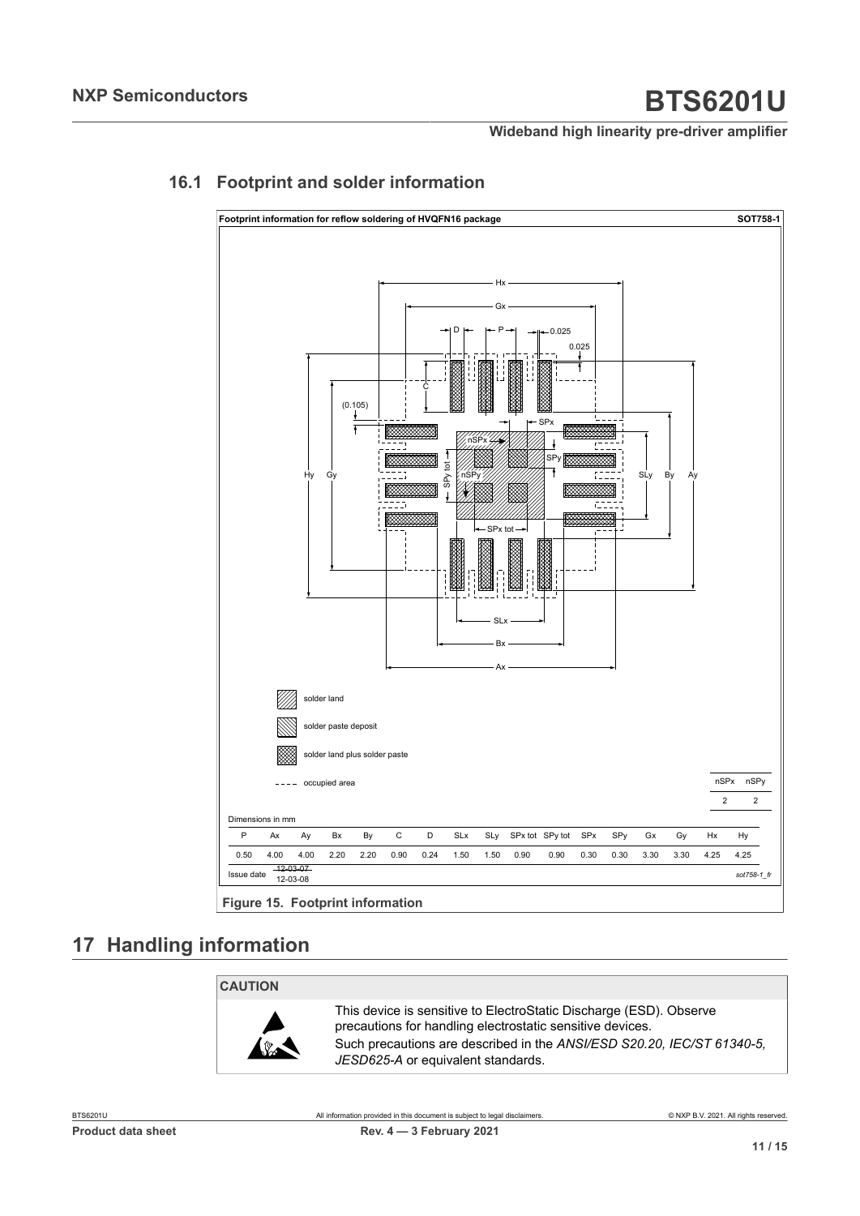### 16.1 Footprint and solder information

**Footprint information for reflow soldering of HVQFN16 package** **SOT758-1**

solder land

solder paste deposit

solder land plus solder paste

occupied area

| nSPx | nSPy |
|---|---|
| 2 | 2 |

Dimensions in mm

| P | Ax | Ay | Bx | By | C | D | SLx | SLy | SPx tot | SPy tot | SPx | SPy | Gx | Gy | Hx | Hy |
|---|---|---|---|---|---|---|---|---|---|---|---|---|---|---|---|---|
| 0.50 | 4.00 | 4.00 | 2.20 | 2.20 | 0.90 | 0.24 | 1.50 | 1.50 | 0.90 | 0.90 | 0.30 | 0.30 | 3.30 | 3.30 | 4.25 | 4.25 |

Issue date ~~12-03-07~~ 12-03-08

sot758-1_fr

**Figure 15. Footprint information**

## 17 Handling information

**CAUTION**

This device is sensitive to ElectroStatic Discharge (ESD). Observe precautions for handling electrostatic sensitive devices.

Such precautions are described in the *ANSI/ESD S20.20, IEC/ST 61340-5, JESD625-A* or equivalent standards.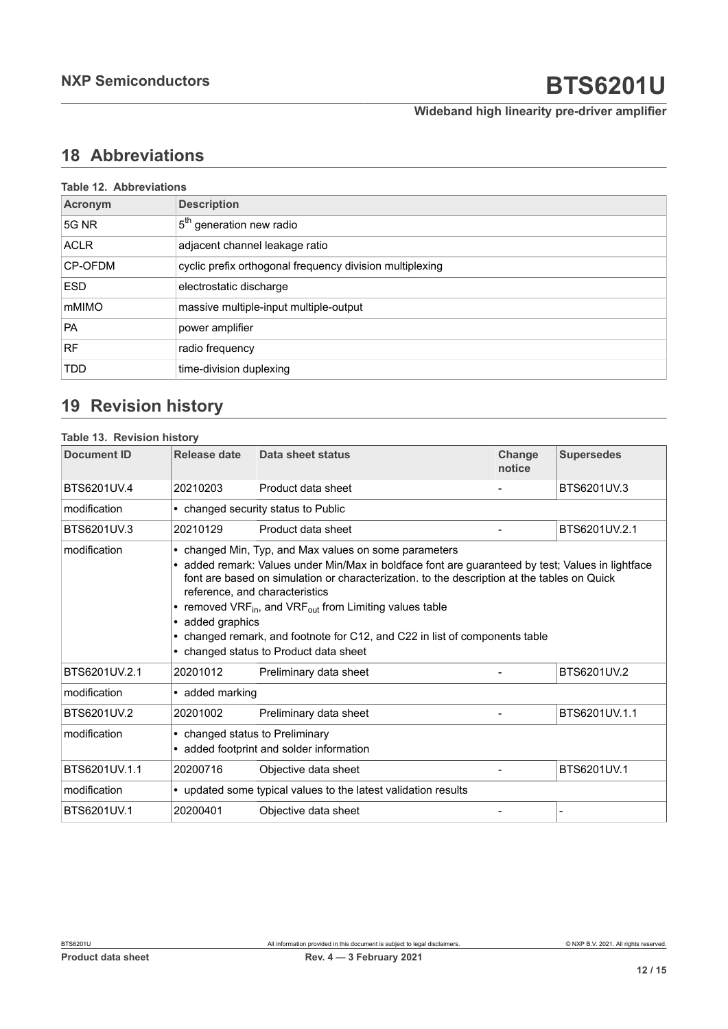## 18 Abbreviations

**Table 12. Abbreviations**

| Acronym | Description |
| --- | --- |
| 5G NR | 5th generation new radio |
| ACLR | adjacent channel leakage ratio |
| CP-OFDM | cyclic prefix orthogonal frequency division multiplexing |
| ESD | electrostatic discharge |
| mMIMO | massive multiple-input multiple-output |
| PA | power amplifier |
| RF | radio frequency |
| TDD | time-division duplexing |

## 19 Revision history

**Table 13. Revision history**

| Document ID | Release date | Data sheet status | Change notice | Supersedes |
| --- | --- | --- | --- | --- |
| BTS6201UV.4 | 20210203 | Product data sheet | - | BTS6201UV.3 |
| modification | • changed security status to Public | | | |
| BTS6201UV.3 | 20210129 | Product data sheet | - | BTS6201UV.2.1 |
| modification | • changed Min, Typ, and Max values on some parameters<br>• added remark: Values under Min/Max in boldface font are guaranteed by test; Values in lightface font are based on simulation or characterization. to the description at the tables on Quick reference, and characteristics<br>• removed $VRF_{in}$, and $VRF_{out}$ from Limiting values table<br>• added graphics<br>• changed remark, and footnote for C12, and C22 in list of components table<br>• changed status to Product data sheet | | | |
| BTS6201UV.2.1 | 20201012 | Preliminary data sheet | - | BTS6201UV.2 |
| modification | • added marking | | | |
| BTS6201UV.2 | 20201002 | Preliminary data sheet | - | BTS6201UV.1.1 |
| modification | • changed status to Preliminary<br>• added footprint and solder information | | | |
| BTS6201UV.1.1 | 20200716 | Objective data sheet | - | BTS6201UV.1 |
| modification | • updated some typical values to the latest validation results | | | |
| BTS6201UV.1 | 20200401 | Objective data sheet | - | - |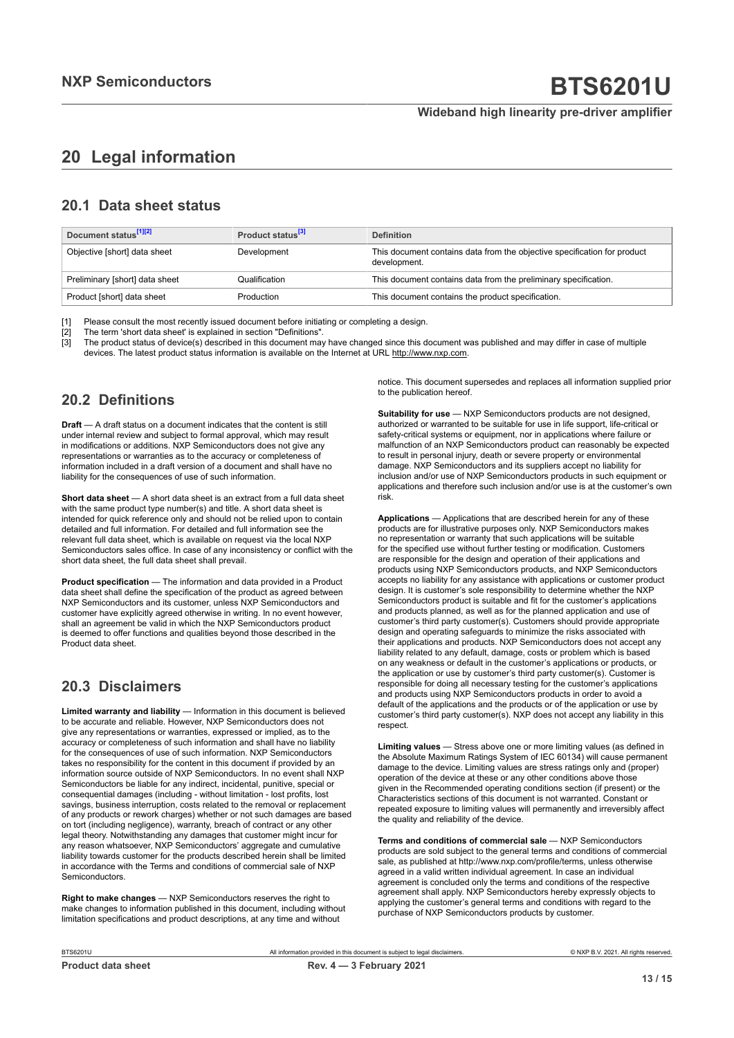## 20 Legal information

### 20.1 Data sheet status

| Document status[1][2] | Product status[3] | Definition |
|---|---|---|
| Objective [short] data sheet | Development | This document contains data from the objective specification for product development. |
| Preliminary [short] data sheet | Qualification | This document contains data from the preliminary specification. |
| Product [short] data sheet | Production | This document contains the product specification. |

[1] Please consult the most recently issued document before initiating or completing a design.
[2] The term 'short data sheet' is explained in section "Definitions".
[3] The product status of device(s) described in this document may have changed since this document was published and may differ in case of multiple devices. The latest product status information is available on the Internet at URL http://www.nxp.com.

### 20.2 Definitions

**Draft** — A draft status on a document indicates that the content is still under internal review and subject to formal approval, which may result in modifications or additions. NXP Semiconductors does not give any representations or warranties as to the accuracy or completeness of information included in a draft version of a document and shall have no liability for the consequences of use of such information.

**Short data sheet** — A short data sheet is an extract from a full data sheet with the same product type number(s) and title. A short data sheet is intended for quick reference only and should not be relied upon to contain detailed and full information. For detailed and full information see the relevant full data sheet, which is available on request via the local NXP Semiconductors sales office. In case of any inconsistency or conflict with the short data sheet, the full data sheet shall prevail.

**Product specification** — The information and data provided in a Product data sheet shall define the specification of the product as agreed between NXP Semiconductors and its customer, unless NXP Semiconductors and customer have explicitly agreed otherwise in writing. In no event however, shall an agreement be valid in which the NXP Semiconductors product is deemed to offer functions and qualities beyond those described in the Product data sheet.

### 20.3 Disclaimers

**Limited warranty and liability** — Information in this document is believed to be accurate and reliable. However, NXP Semiconductors does not give any representations or warranties, expressed or implied, as to the accuracy or completeness of such information and shall have no liability for the consequences of use of such information. NXP Semiconductors takes no responsibility for the content in this document if provided by an information source outside of NXP Semiconductors. In no event shall NXP Semiconductors be liable for any indirect, incidental, punitive, special or consequential damages (including - without limitation - lost profits, lost savings, business interruption, costs related to the removal or replacement of any products or rework charges) whether or not such damages are based on tort (including negligence), warranty, breach of contract or any other legal theory. Notwithstanding any damages that customer might incur for any reason whatsoever, NXP Semiconductors' aggregate and cumulative liability towards customer for the products described herein shall be limited in accordance with the Terms and conditions of commercial sale of NXP Semiconductors.

**Right to make changes** — NXP Semiconductors reserves the right to make changes to information published in this document, including without limitation specifications and product descriptions, at any time and without notice. This document supersedes and replaces all information supplied prior to the publication hereof.

**Suitability for use** — NXP Semiconductors products are not designed, authorized or warranted to be suitable for use in life support, life-critical or safety-critical systems or equipment, nor in applications where failure or malfunction of an NXP Semiconductors product can reasonably be expected to result in personal injury, death or severe property or environmental damage. NXP Semiconductors and its suppliers accept no liability for inclusion and/or use of NXP Semiconductors products in such equipment or applications and therefore such inclusion and/or use is at the customer's own risk.

**Applications** — Applications that are described herein for any of these products are for illustrative purposes only. NXP Semiconductors makes no representation or warranty that such applications will be suitable for the specified use without further testing or modification. Customers are responsible for the design and operation of their applications and products using NXP Semiconductors products, and NXP Semiconductors accepts no liability for any assistance with applications or customer product design. It is customer's sole responsibility to determine whether the NXP Semiconductors product is suitable and fit for the customer's applications and products planned, as well as for the planned application and use of customer's third party customer(s). Customers should provide appropriate design and operating safeguards to minimize the risks associated with their applications and products. NXP Semiconductors does not accept any liability related to any default, damage, costs or problem which is based on any weakness or default in the customer's applications or products, or the application or use by customer's third party customer(s). Customer is responsible for doing all necessary testing for the customer's applications and products using NXP Semiconductors products in order to avoid a default of the applications and the products or of the application or use by customer's third party customer(s). NXP does not accept any liability in this respect.

**Limiting values** — Stress above one or more limiting values (as defined in the Absolute Maximum Ratings System of IEC 60134) will cause permanent damage to the device. Limiting values are stress ratings only and (proper) operation of the device at these or any other conditions above those given in the Recommended operating conditions section (if present) or the Characteristics sections of this document is not warranted. Constant or repeated exposure to limiting values will permanently and irreversibly affect the quality and reliability of the device.

**Terms and conditions of commercial sale** — NXP Semiconductors products are sold subject to the general terms and conditions of commercial sale, as published at http://www.nxp.com/profile/terms, unless otherwise agreed in a valid written individual agreement. In case an individual agreement is concluded only the terms and conditions of the respective agreement shall apply. NXP Semiconductors hereby expressly objects to applying the customer's general terms and conditions with regard to the purchase of NXP Semiconductors products by customer.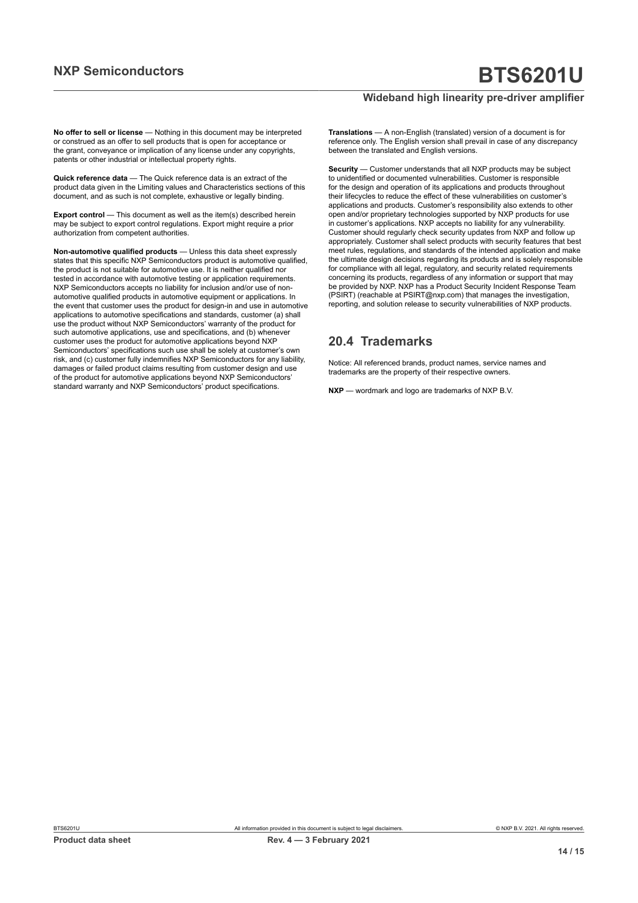**No offer to sell or license** — Nothing in this document may be interpreted or construed as an offer to sell products that is open for acceptance or the grant, conveyance or implication of any license under any copyrights, patents or other industrial or intellectual property rights.

**Quick reference data** — The Quick reference data is an extract of the product data given in the Limiting values and Characteristics sections of this document, and as such is not complete, exhaustive or legally binding.

**Export control** — This document as well as the item(s) described herein may be subject to export control regulations. Export might require a prior authorization from competent authorities.

**Non-automotive qualified products** — Unless this data sheet expressly states that this specific NXP Semiconductors product is automotive qualified, the product is not suitable for automotive use. It is neither qualified nor tested in accordance with automotive testing or application requirements. NXP Semiconductors accepts no liability for inclusion and/or use of non-automotive qualified products in automotive equipment or applications. In the event that customer uses the product for design-in and use in automotive applications to automotive specifications and standards, customer (a) shall use the product without NXP Semiconductors' warranty of the product for such automotive applications, use and specifications, and (b) whenever customer uses the product for automotive applications beyond NXP Semiconductors' specifications such use shall be solely at customer's own risk, and (c) customer fully indemnifies NXP Semiconductors for any liability, damages or failed product claims resulting from customer design and use of the product for automotive applications beyond NXP Semiconductors' standard warranty and NXP Semiconductors' product specifications.

**Translations** — A non-English (translated) version of a document is for reference only. The English version shall prevail in case of any discrepancy between the translated and English versions.

**Security** — Customer understands that all NXP products may be subject to unidentified or documented vulnerabilities. Customer is responsible for the design and operation of its applications and products throughout their lifecycles to reduce the effect of these vulnerabilities on customer's applications and products. Customer's responsibility also extends to other open and/or proprietary technologies supported by NXP products for use in customer's applications. NXP accepts no liability for any vulnerability. Customer should regularly check security updates from NXP and follow up appropriately. Customer shall select products with security features that best meet rules, regulations, and standards of the intended application and make the ultimate design decisions regarding its products and is solely responsible for compliance with all legal, regulatory, and security related requirements concerning its products, regardless of any information or support that may be provided by NXP. NXP has a Product Security Incident Response Team (PSIRT) (reachable at PSIRT@nxp.com) that manages the investigation, reporting, and solution release to security vulnerabilities of NXP products.

## 20.4 Trademarks

Notice: All referenced brands, product names, service names and trademarks are the property of their respective owners.

**NXP** — wordmark and logo are trademarks of NXP B.V.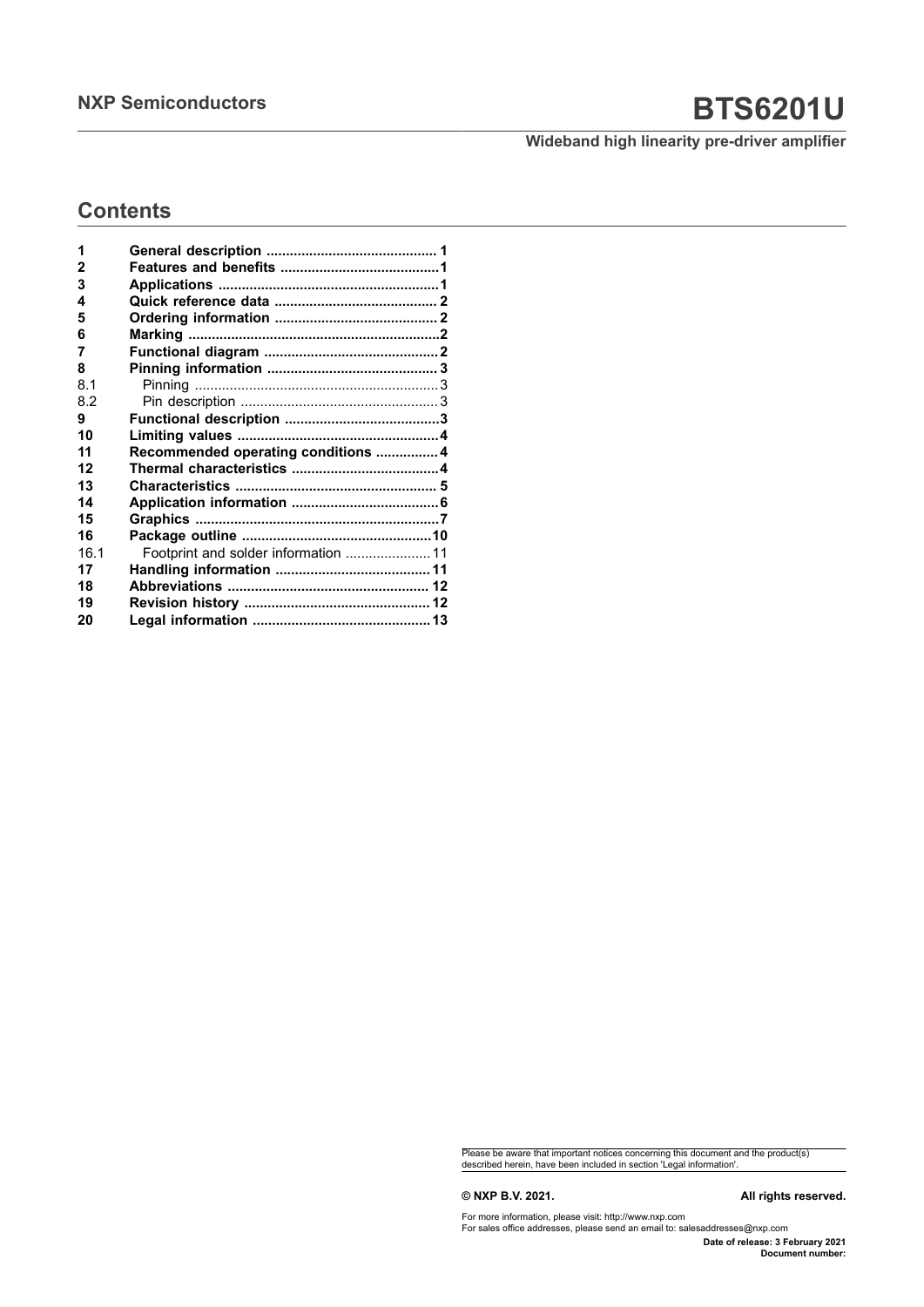## Contents

| | | |
|---|---|---|
| **1** | **General description** | **1** |
| **2** | **Features and benefits** | **1** |
| **3** | **Applications** | **1** |
| **4** | **Quick reference data** | **2** |
| **5** | **Ordering information** | **2** |
| **6** | **Marking** | **2** |
| **7** | **Functional diagram** | **2** |
| **8** | **Pinning information** | **3** |
| 8.1 | Pinning | 3 |
| 8.2 | Pin description | 3 |
| **9** | **Functional description** | **3** |
| **10** | **Limiting values** | **4** |
| **11** | **Recommended operating conditions** | **4** |
| **12** | **Thermal characteristics** | **4** |
| **13** | **Characteristics** | **5** |
| **14** | **Application information** | **6** |
| **15** | **Graphics** | **7** |
| **16** | **Package outline** | **10** |
| 16.1 | Footprint and solder information | 11 |
| **17** | **Handling information** | **11** |
| **18** | **Abbreviations** | **12** |
| **19** | **Revision history** | **12** |
| **20** | **Legal information** | **13** |

Please be aware that important notices concerning this document and the product(s) described herein, have been included in section 'Legal information'.

**© NXP B.V. 2021.** **All rights reserved.**

For more information, please visit: http://www.nxp.com
For sales office addresses, please send an email to: salesaddresses@nxp.com

**Date of release: 3 February 2021**
**Document number:**